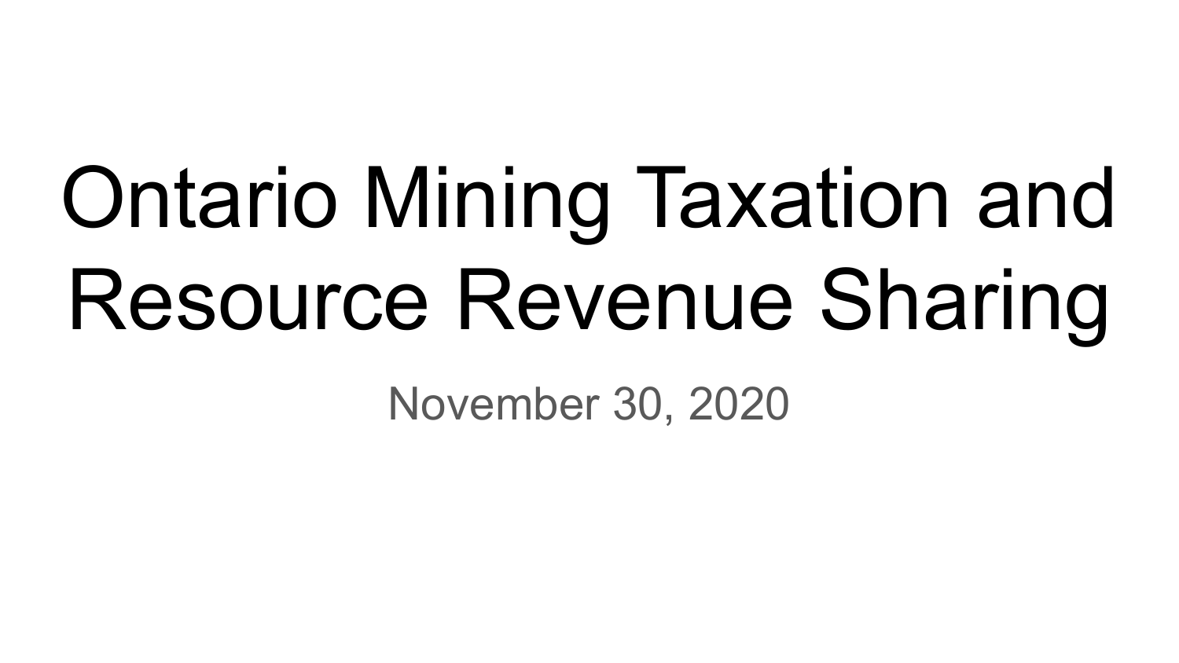# Ontario Mining Taxation and Resource Revenue Sharing

November 30, 2020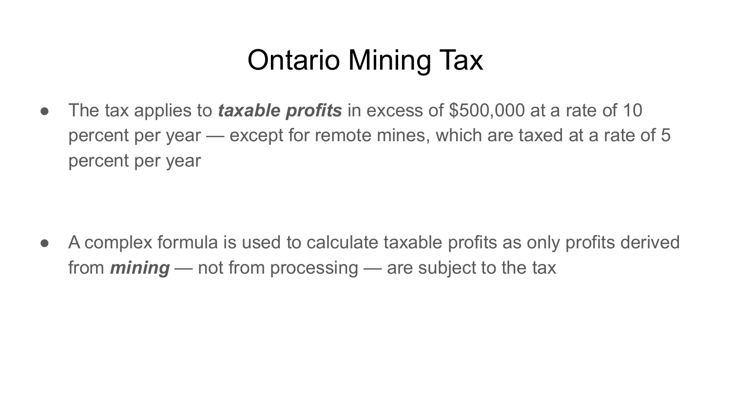# Ontario Mining Tax

- The tax applies to ***taxable profits*** in excess of $500,000 at a rate of 10 percent per year — except for remote mines, which are taxed at a rate of 5 percent per year

- A complex formula is used to calculate taxable profits as only profits derived from ***mining*** — not from processing — are subject to the tax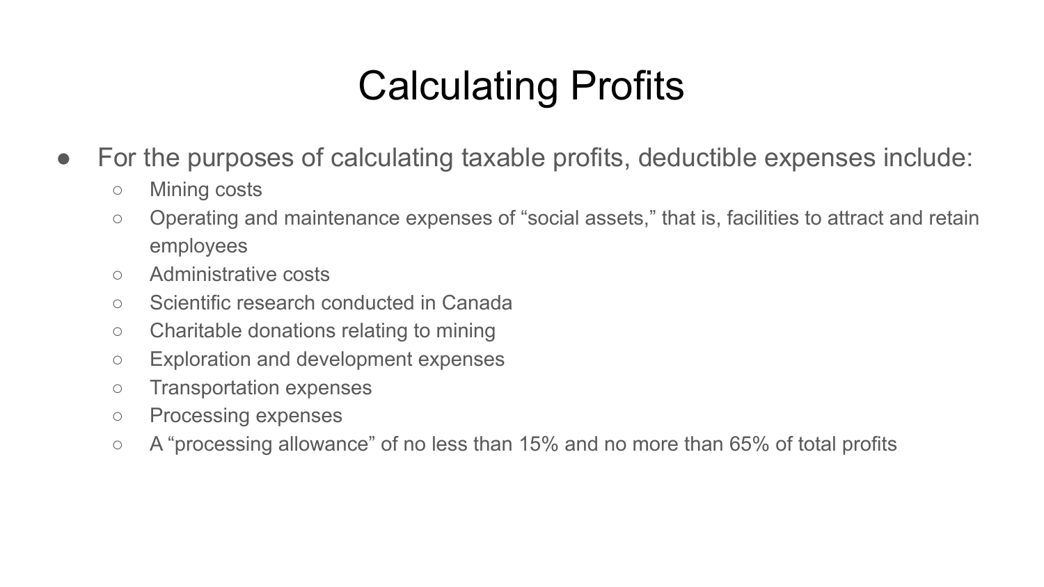# Calculating Profits

- For the purposes of calculating taxable profits, deductible expenses include:
  - Mining costs
  - Operating and maintenance expenses of “social assets,” that is, facilities to attract and retain employees
  - Administrative costs
  - Scientific research conducted in Canada
  - Charitable donations relating to mining
  - Exploration and development expenses
  - Transportation expenses
  - Processing expenses
  - A “processing allowance” of no less than 15% and no more than 65% of total profits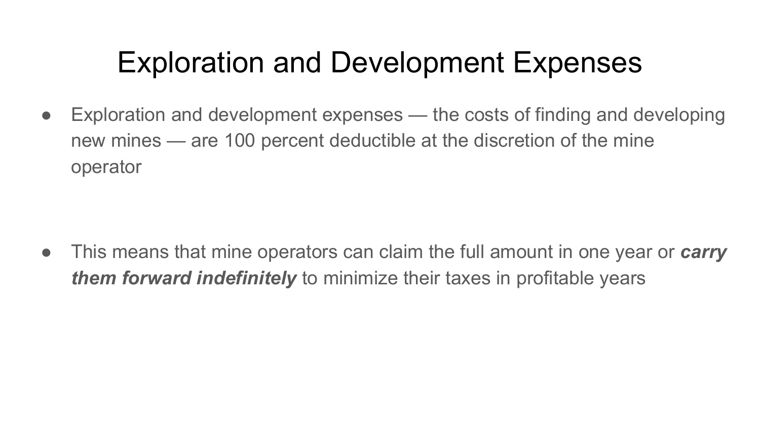# Exploration and Development Expenses

- Exploration and development expenses — the costs of finding and developing new mines — are 100 percent deductible at the discretion of the mine operator

- This means that mine operators can claim the full amount in one year or ***carry them forward indefinitely*** to minimize their taxes in profitable years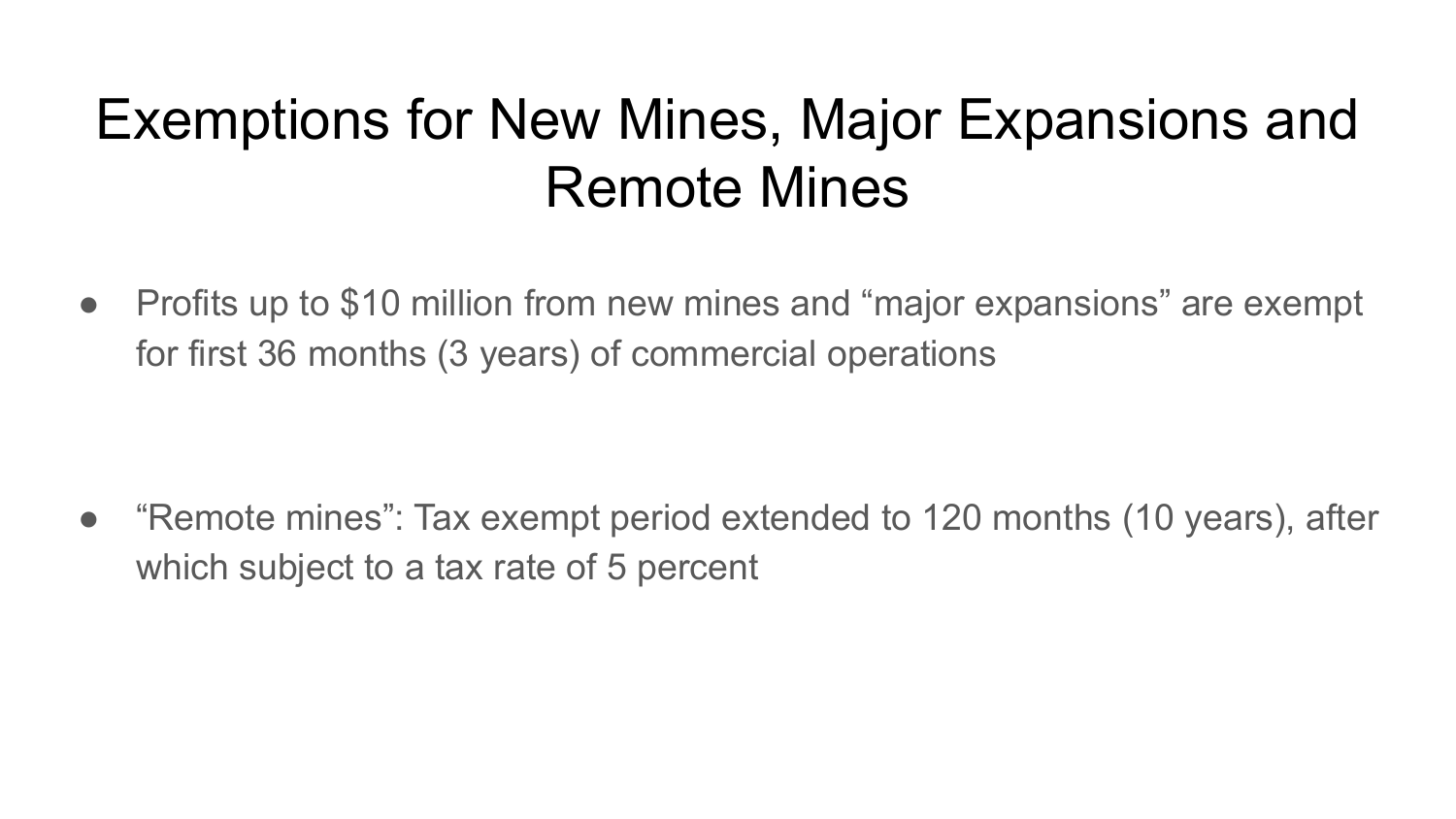# Exemptions for New Mines, Major Expansions and Remote Mines

- Profits up to $10 million from new mines and “major expansions” are exempt for first 36 months (3 years) of commercial operations

- “Remote mines”: Tax exempt period extended to 120 months (10 years), after which subject to a tax rate of 5 percent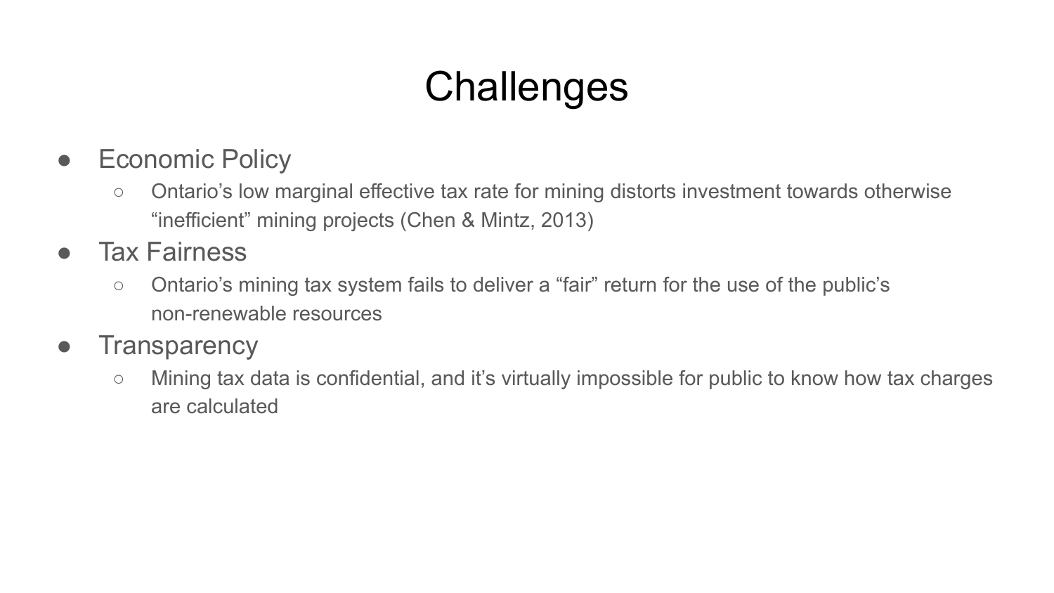# Challenges

- Economic Policy
  - Ontario’s low marginal effective tax rate for mining distorts investment towards otherwise “inefficient” mining projects (Chen & Mintz, 2013)
- Tax Fairness
  - Ontario’s mining tax system fails to deliver a “fair” return for the use of the public’s non-renewable resources
- Transparency
  - Mining tax data is confidential, and it’s virtually impossible for public to know how tax charges are calculated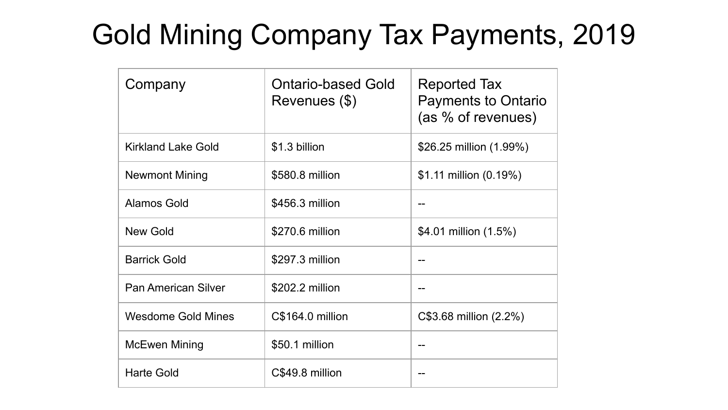# Gold Mining Company Tax Payments, 2019

| Company | Ontario-based Gold Revenues ($) | Reported Tax Payments to Ontario (as % of revenues) |
| --- | --- | --- |
| Kirkland Lake Gold | $1.3 billion | $26.25 million (1.99%) |
| Newmont Mining | $580.8 million | $1.11 million (0.19%) |
| Alamos Gold | $456.3 million | -- |
| New Gold | $270.6 million | $4.01 million (1.5%) |
| Barrick Gold | $297.3 million | -- |
| Pan American Silver | $202.2 million | -- |
| Wesdome Gold Mines | C$164.0 million | C$3.68 million (2.2%) |
| McEwen Mining | $50.1 million | -- |
| Harte Gold | C$49.8 million | -- |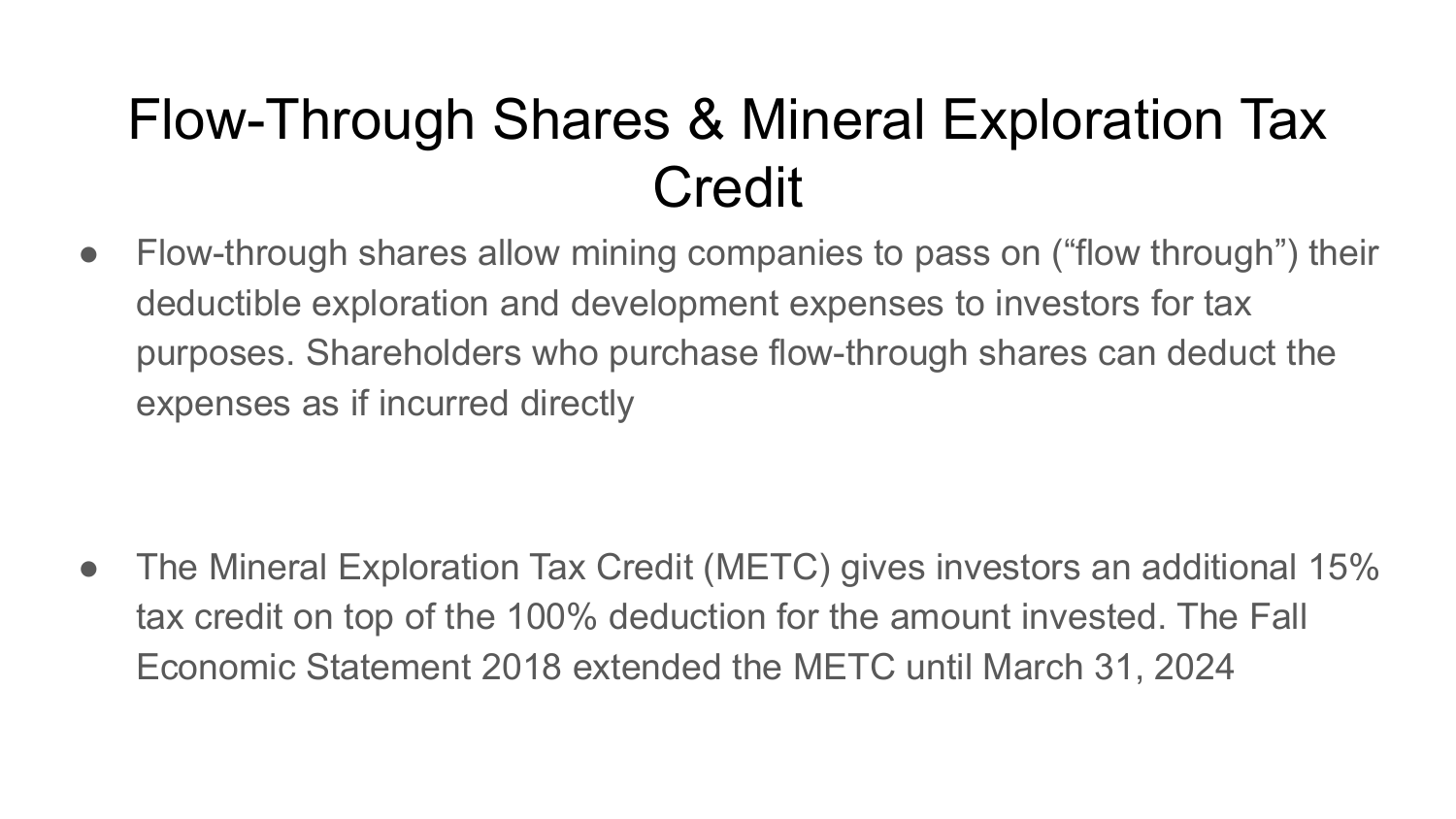# Flow-Through Shares & Mineral Exploration Tax Credit

- Flow-through shares allow mining companies to pass on (“flow through”) their deductible exploration and development expenses to investors for tax purposes. Shareholders who purchase flow-through shares can deduct the expenses as if incurred directly

- The Mineral Exploration Tax Credit (METC) gives investors an additional 15% tax credit on top of the 100% deduction for the amount invested. The Fall Economic Statement 2018 extended the METC until March 31, 2024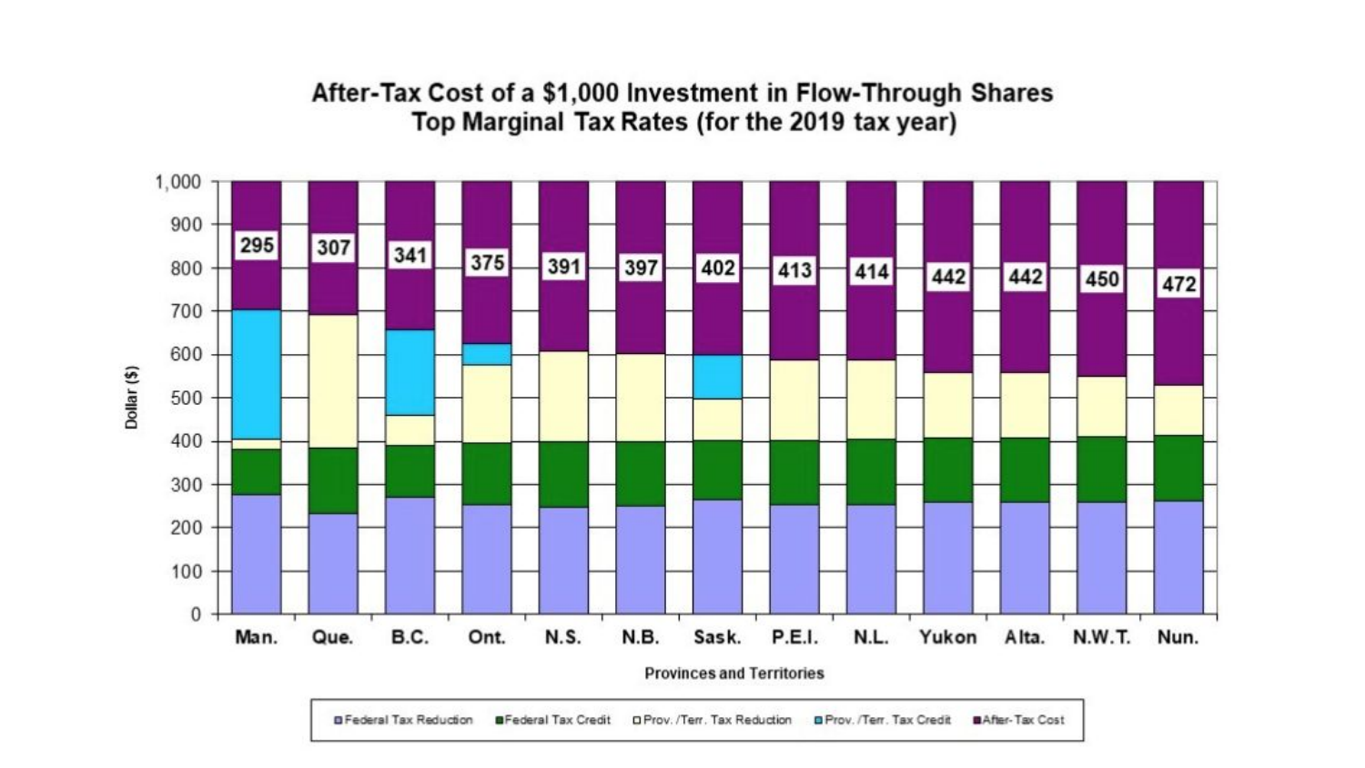## After-Tax Cost of a $1,000 Investment in Flow-Through Shares
## Top Marginal Tax Rates (for the 2019 tax year)

Dollar ($)

1,000
900
800
700
600
500
400
300
200
100
0

| Provinces and Territories | After-Tax Cost |
|---|---|
| Man. | 295 |
| Que. | 307 |
| B.C. | 341 |
| Ont. | 375 |
| N.S. | 391 |
| N.B. | 397 |
| Sask. | 402 |
| P.E.I. | 413 |
| N.L. | 414 |
| Yukon | 442 |
| Alta. | 442 |
| N.W.T. | 450 |
| Nun. | 472 |

Provinces and Territories

Federal Tax Reduction · Federal Tax Credit · Prov./Terr. Tax Reduction · Prov./Terr. Tax Credit · After-Tax Cost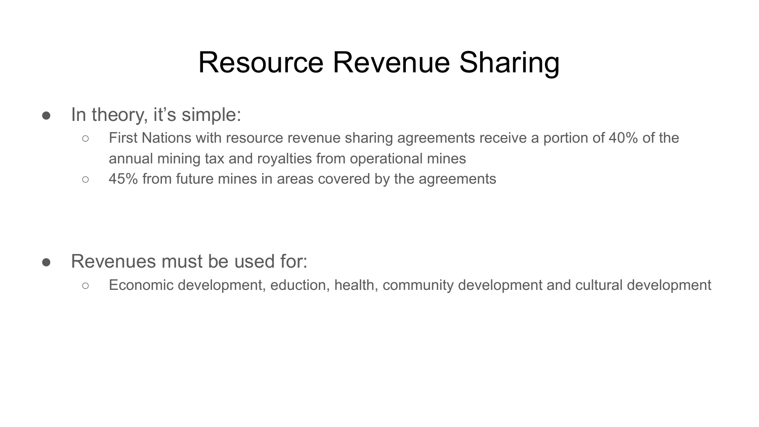# Resource Revenue Sharing

- In theory, it's simple:
  - First Nations with resource revenue sharing agreements receive a portion of 40% of the annual mining tax and royalties from operational mines
  - 45% from future mines in areas covered by the agreements

- Revenues must be used for:
  - Economic development, eduction, health, community development and cultural development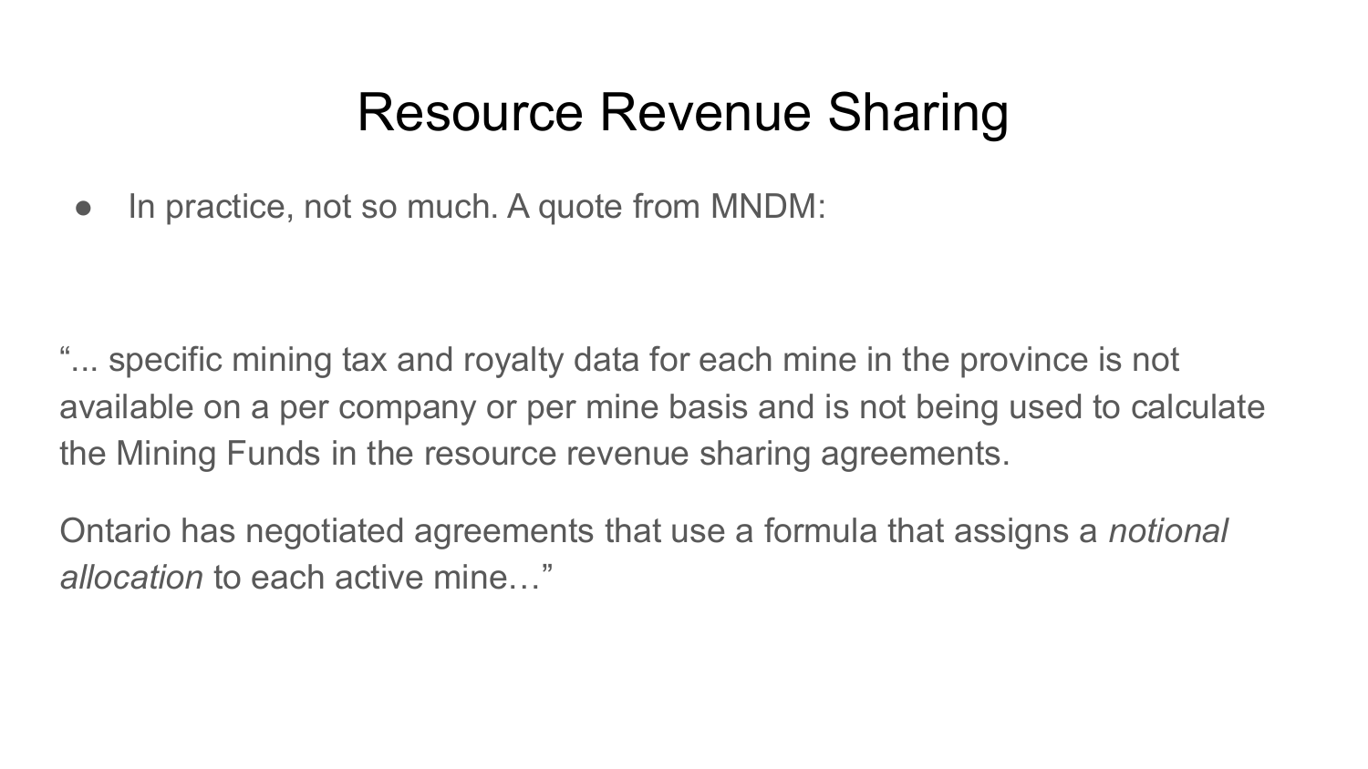# Resource Revenue Sharing

- In practice, not so much. A quote from MNDM:

"... specific mining tax and royalty data for each mine in the province is not available on a per company or per mine basis and is not being used to calculate the Mining Funds in the resource revenue sharing agreements.

Ontario has negotiated agreements that use a formula that assigns a *notional allocation* to each active mine…"